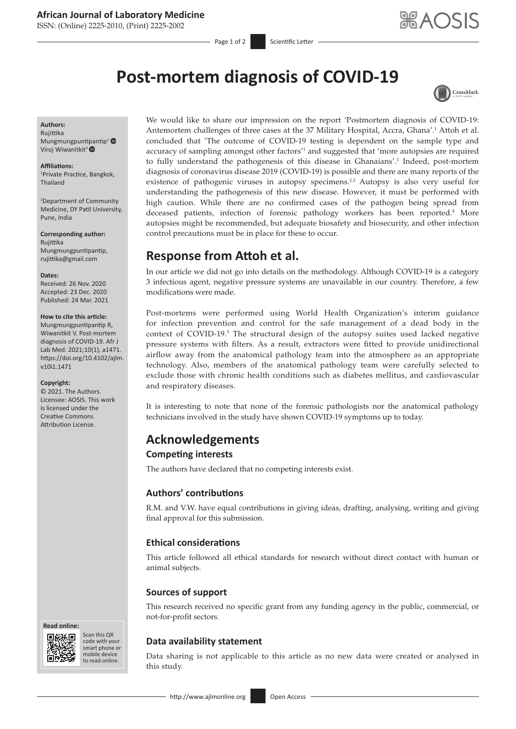# Post-mortem diagnosis of COVID-19

**Authors:**
Rujittika Mungmungpuntipantip[1]
Viroj Wiwanitkit[2]

**Affiliations:**
[1]Private Practice, Bangkok, Thailand

[2]Department of Community Medicine, DY Patil University, Pune, India

**Corresponding author:**
Rujittika Mungmungpuntipantip,
rujittika@gmail.com

**Dates:**
Received: 26 Nov. 2020
Accepted: 23 Dec. 2020
Published: 24 Mar. 2021

**How to cite this article:**
Mungmungpuntipantip R, Wiwanitkit V. Post-mortem diagnosis of COVID-19. Afr J Lab Med. 2021;10(1), a1471. https://doi.org/10.4102/ajlm.v10i1.1471

**Copyright:**
© 2021. The Authors. Licensee: AOSIS. This work is licensed under the Creative Commons Attribution License.

We would like to share our impression on the report 'Postmortem diagnosis of COVID-19: Antemortem challenges of three cases at the 37 Military Hospital, Accra, Ghana'.[1] Attoh et al. concluded that 'The outcome of COVID-19 testing is dependent on the sample type and accuracy of sampling amongst other factors'[1] and suggested that 'more autopsies are required to fully understand the pathogenesis of this disease in Ghanaians'.[1] Indeed, post-mortem diagnosis of coronavirus disease 2019 (COVID-19) is possible and there are many reports of the existence of pathogenic viruses in autopsy specimens.[2,3] Autopsy is also very useful for understanding the pathogenesis of this new disease. However, it must be performed with high caution. While there are no confirmed cases of the pathogen being spread from deceased patients, infection of forensic pathology workers has been reported.[4] More autopsies might be recommended, but adequate biosafety and biosecurity, and other infection control precautions must be in place for these to occur.

## Response from Attoh et al.

In our article we did not go into details on the methodology. Although COVID-19 is a category 3 infectious agent, negative pressure systems are unavailable in our country. Therefore, a few modifications were made.

Post-mortems were performed using World Health Organization's interim guidance for infection prevention and control for the safe management of a dead body in the context of COVID-19.[5] The structural design of the autopsy suites used lacked negative pressure systems with filters. As a result, extractors were fitted to provide unidirectional airflow away from the anatomical pathology team into the atmosphere as an appropriate technology. Also, members of the anatomical pathology team were carefully selected to exclude those with chronic health conditions such as diabetes mellitus, and cardiovascular and respiratory diseases.

It is interesting to note that none of the forensic pathologists nor the anatomical pathology technicians involved in the study have shown COVID-19 symptoms up to today.

## Acknowledgements

### Competing interests

The authors have declared that no competing interests exist.

### Authors' contributions

R.M. and V.W. have equal contributions in giving ideas, drafting, analysing, writing and giving final approval for this submission.

### Ethical considerations

This article followed all ethical standards for research without direct contact with human or animal subjects.

### Sources of support

This research received no specific grant from any funding agency in the public, commercial, or not-for-profit sectors.

### Data availability statement

Data sharing is not applicable to this article as no new data were created or analysed in this study.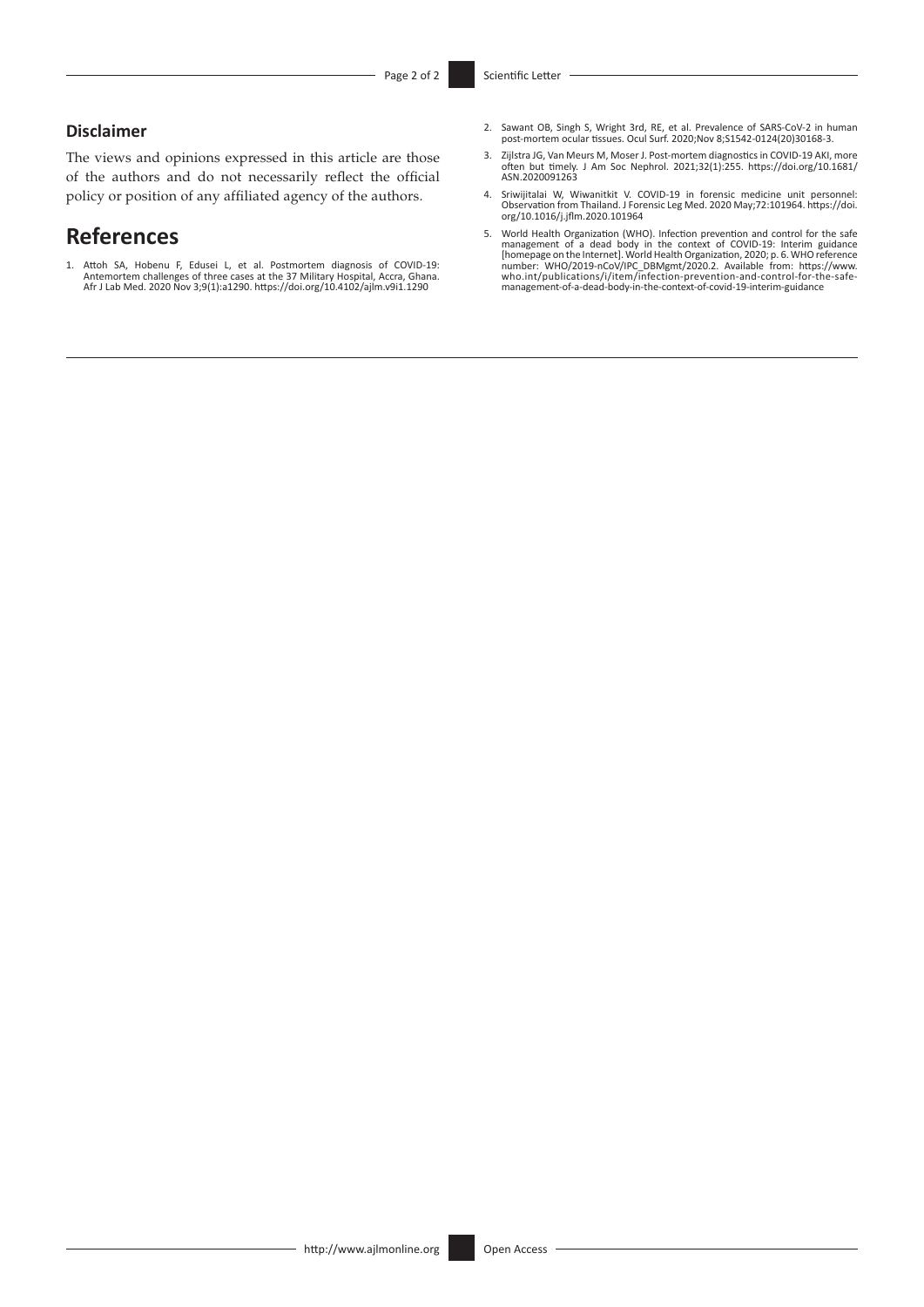## Disclaimer

The views and opinions expressed in this article are those of the authors and do not necessarily reflect the official policy or position of any affiliated agency of the authors.

# References

1. Attoh SA, Hobenu F, Edusei L, et al. Postmortem diagnosis of COVID-19: Antemortem challenges of three cases at the 37 Military Hospital, Accra, Ghana. Afr J Lab Med. 2020 Nov 3;9(1):a1290. https://doi.org/10.4102/ajlm.v9i1.1290
2. Sawant OB, Singh S, Wright 3rd, RE, et al. Prevalence of SARS-CoV-2 in human post-mortem ocular tissues. Ocul Surf. 2020;Nov 8;S1542-0124(20)30168-3.
3. Zijlstra JG, Van Meurs M, Moser J. Post-mortem diagnostics in COVID-19 AKI, more often but timely. J Am Soc Nephrol. 2021;32(1):255. https://doi.org/10.1681/ASN.2020091263
4. Sriwijitalai W, Wiwanitkit V. COVID-19 in forensic medicine unit personnel: Observation from Thailand. J Forensic Leg Med. 2020 May;72:101964. https://doi.org/10.1016/j.jflm.2020.101964
5. World Health Organization (WHO). Infection prevention and control for the safe management of a dead body in the context of COVID-19: Interim guidance [homepage on the Internet]. World Health Organization, 2020; p. 6. WHO reference number: WHO/2019-nCoV/IPC_DBMgmt/2020.2. Available from: https://www.who.int/publications/i/item/infection-prevention-and-control-for-the-safe-management-of-a-dead-body-in-the-context-of-covid-19-interim-guidance